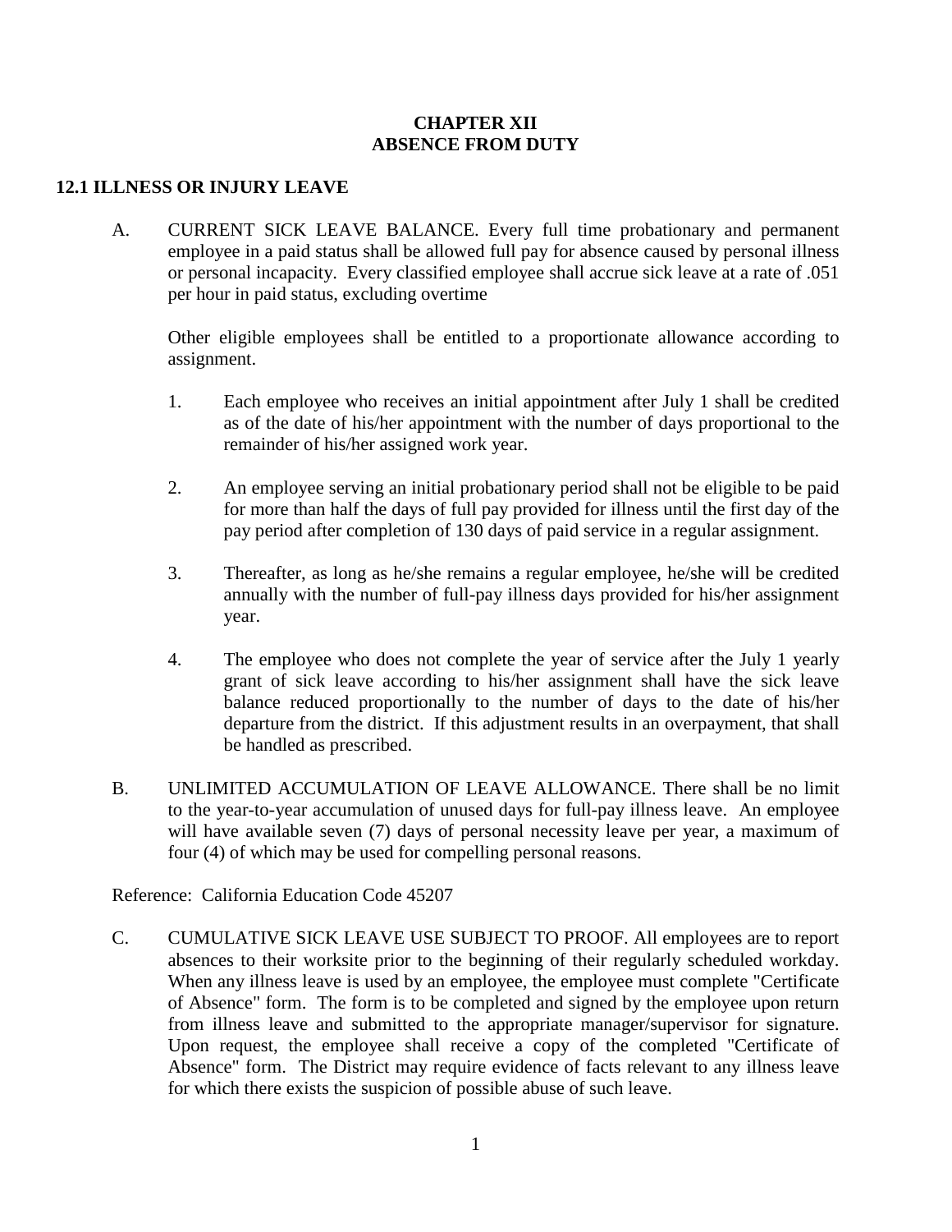# CHAPTER XII
# ABSENCE FROM DUTY

## 12.1 ILLNESS OR INJURY LEAVE

A. CURRENT SICK LEAVE BALANCE. Every full time probationary and permanent employee in a paid status shall be allowed full pay for absence caused by personal illness or personal incapacity. Every classified employee shall accrue sick leave at a rate of .051 per hour in paid status, excluding overtime

   Other eligible employees shall be entitled to a proportionate allowance according to assignment.

   1. Each employee who receives an initial appointment after July 1 shall be credited as of the date of his/her appointment with the number of days proportional to the remainder of his/her assigned work year.

   2. An employee serving an initial probationary period shall not be eligible to be paid for more than half the days of full pay provided for illness until the first day of the pay period after completion of 130 days of paid service in a regular assignment.

   3. Thereafter, as long as he/she remains a regular employee, he/she will be credited annually with the number of full-pay illness days provided for his/her assignment year.

   4. The employee who does not complete the year of service after the July 1 yearly grant of sick leave according to his/her assignment shall have the sick leave balance reduced proportionally to the number of days to the date of his/her departure from the district. If this adjustment results in an overpayment, that shall be handled as prescribed.

B. UNLIMITED ACCUMULATION OF LEAVE ALLOWANCE. There shall be no limit to the year-to-year accumulation of unused days for full-pay illness leave. An employee will have available seven (7) days of personal necessity leave per year, a maximum of four (4) of which may be used for compelling personal reasons.

Reference: California Education Code 45207

C. CUMULATIVE SICK LEAVE USE SUBJECT TO PROOF. All employees are to report absences to their worksite prior to the beginning of their regularly scheduled workday. When any illness leave is used by an employee, the employee must complete "Certificate of Absence" form. The form is to be completed and signed by the employee upon return from illness leave and submitted to the appropriate manager/supervisor for signature. Upon request, the employee shall receive a copy of the completed "Certificate of Absence" form. The District may require evidence of facts relevant to any illness leave for which there exists the suspicion of possible abuse of such leave.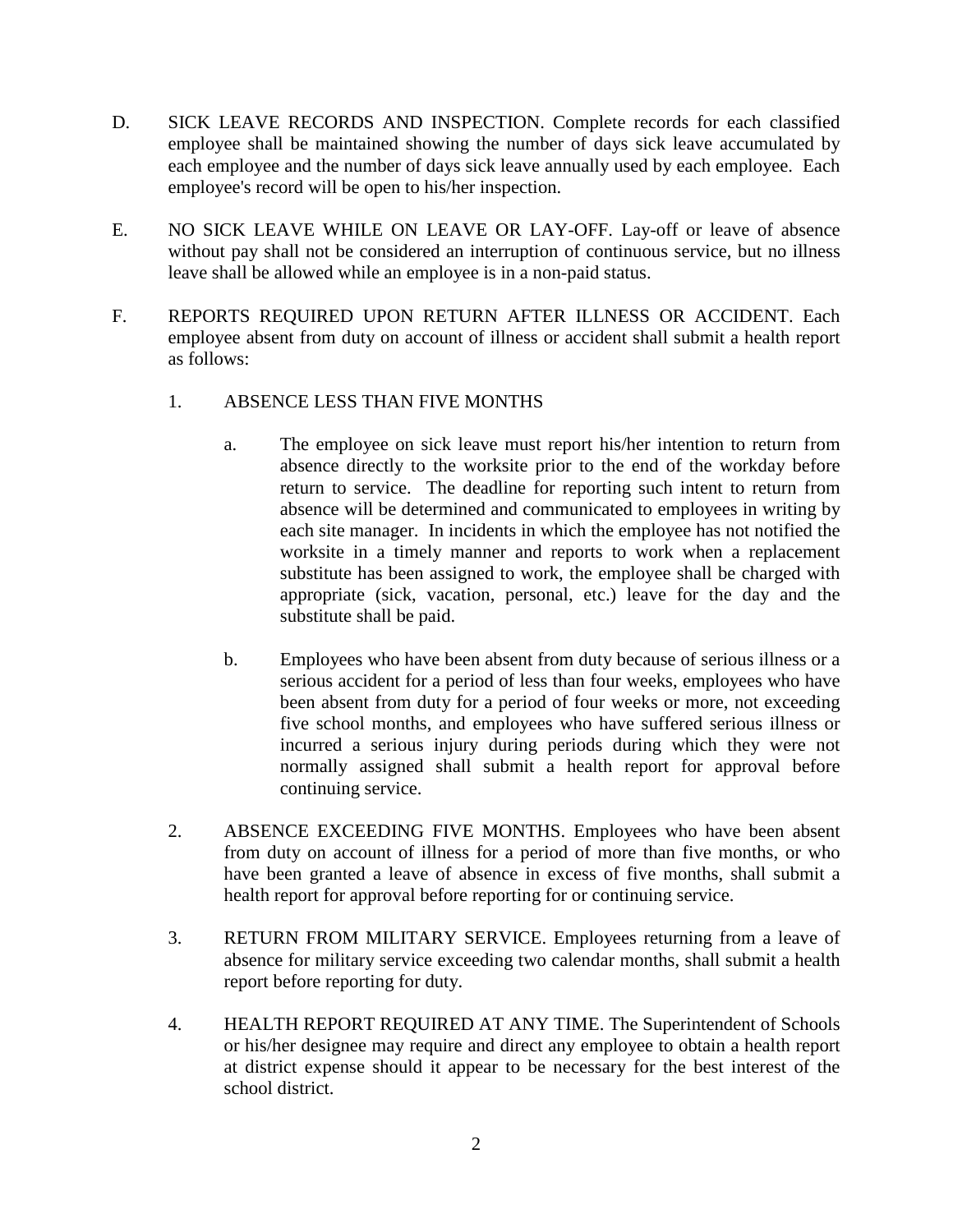D. SICK LEAVE RECORDS AND INSPECTION. Complete records for each classified employee shall be maintained showing the number of days sick leave accumulated by each employee and the number of days sick leave annually used by each employee. Each employee's record will be open to his/her inspection.

E. NO SICK LEAVE WHILE ON LEAVE OR LAY-OFF. Lay-off or leave of absence without pay shall not be considered an interruption of continuous service, but no illness leave shall be allowed while an employee is in a non-paid status.

F. REPORTS REQUIRED UPON RETURN AFTER ILLNESS OR ACCIDENT. Each employee absent from duty on account of illness or accident shall submit a health report as follows:

   1. ABSENCE LESS THAN FIVE MONTHS

      a. The employee on sick leave must report his/her intention to return from absence directly to the worksite prior to the end of the workday before return to service. The deadline for reporting such intent to return from absence will be determined and communicated to employees in writing by each site manager. In incidents in which the employee has not notified the worksite in a timely manner and reports to work when a replacement substitute has been assigned to work, the employee shall be charged with appropriate (sick, vacation, personal, etc.) leave for the day and the substitute shall be paid.

      b. Employees who have been absent from duty because of serious illness or a serious accident for a period of less than four weeks, employees who have been absent from duty for a period of four weeks or more, not exceeding five school months, and employees who have suffered serious illness or incurred a serious injury during periods during which they were not normally assigned shall submit a health report for approval before continuing service.

   2. ABSENCE EXCEEDING FIVE MONTHS. Employees who have been absent from duty on account of illness for a period of more than five months, or who have been granted a leave of absence in excess of five months, shall submit a health report for approval before reporting for or continuing service.

   3. RETURN FROM MILITARY SERVICE. Employees returning from a leave of absence for military service exceeding two calendar months, shall submit a health report before reporting for duty.

   4. HEALTH REPORT REQUIRED AT ANY TIME. The Superintendent of Schools or his/her designee may require and direct any employee to obtain a health report at district expense should it appear to be necessary for the best interest of the school district.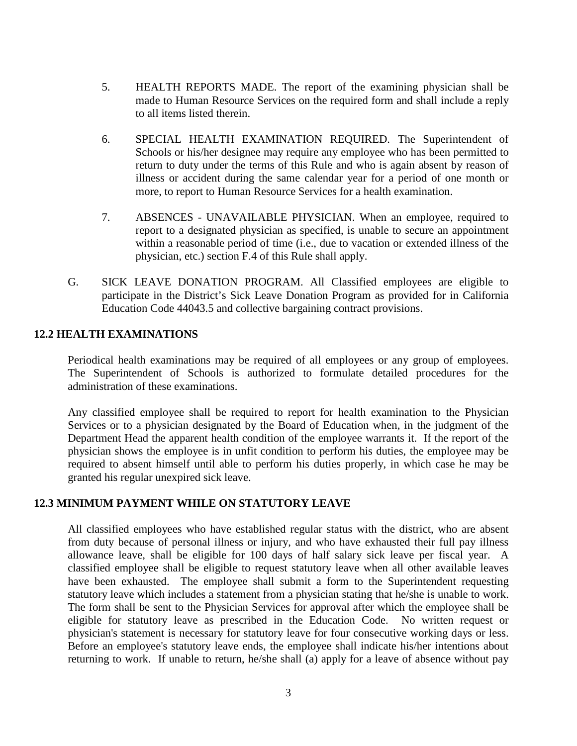5. HEALTH REPORTS MADE. The report of the examining physician shall be made to Human Resource Services on the required form and shall include a reply to all items listed therein.

6. SPECIAL HEALTH EXAMINATION REQUIRED. The Superintendent of Schools or his/her designee may require any employee who has been permitted to return to duty under the terms of this Rule and who is again absent by reason of illness or accident during the same calendar year for a period of one month or more, to report to Human Resource Services for a health examination.

7. ABSENCES - UNAVAILABLE PHYSICIAN. When an employee, required to report to a designated physician as specified, is unable to secure an appointment within a reasonable period of time (i.e., due to vacation or extended illness of the physician, etc.) section F.4 of this Rule shall apply.

G. SICK LEAVE DONATION PROGRAM. All Classified employees are eligible to participate in the District's Sick Leave Donation Program as provided for in California Education Code 44043.5 and collective bargaining contract provisions.

**12.2 HEALTH EXAMINATIONS**

Periodical health examinations may be required of all employees or any group of employees. The Superintendent of Schools is authorized to formulate detailed procedures for the administration of these examinations.

Any classified employee shall be required to report for health examination to the Physician Services or to a physician designated by the Board of Education when, in the judgment of the Department Head the apparent health condition of the employee warrants it. If the report of the physician shows the employee is in unfit condition to perform his duties, the employee may be required to absent himself until able to perform his duties properly, in which case he may be granted his regular unexpired sick leave.

**12.3 MINIMUM PAYMENT WHILE ON STATUTORY LEAVE**

All classified employees who have established regular status with the district, who are absent from duty because of personal illness or injury, and who have exhausted their full pay illness allowance leave, shall be eligible for 100 days of half salary sick leave per fiscal year. A classified employee shall be eligible to request statutory leave when all other available leaves have been exhausted. The employee shall submit a form to the Superintendent requesting statutory leave which includes a statement from a physician stating that he/she is unable to work. The form shall be sent to the Physician Services for approval after which the employee shall be eligible for statutory leave as prescribed in the Education Code. No written request or physician's statement is necessary for statutory leave for four consecutive working days or less. Before an employee's statutory leave ends, the employee shall indicate his/her intentions about returning to work. If unable to return, he/she shall (a) apply for a leave of absence without pay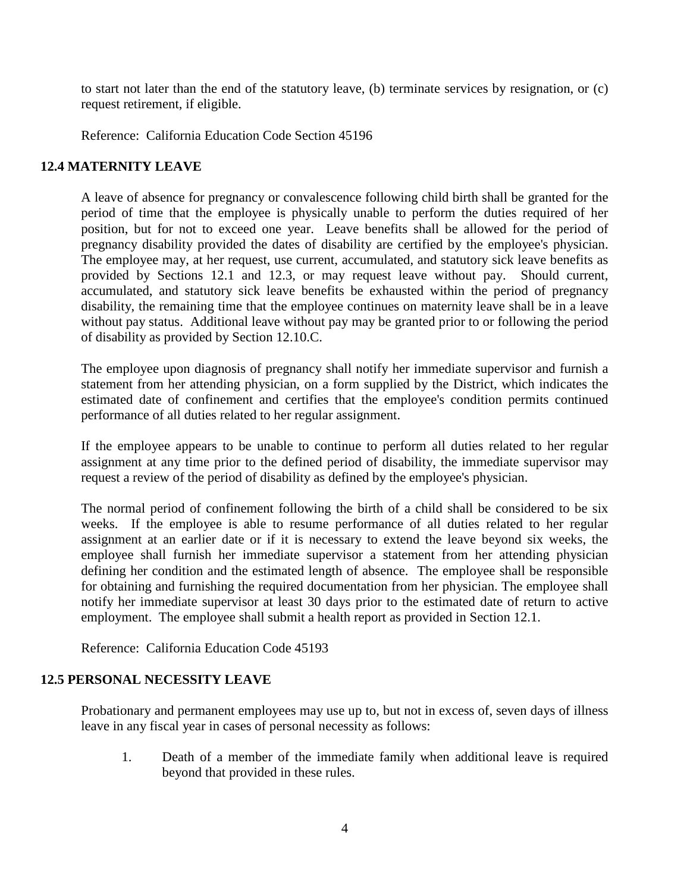to start not later than the end of the statutory leave, (b) terminate services by resignation, or (c) request retirement, if eligible.

Reference: California Education Code Section 45196

## 12.4 MATERNITY LEAVE

A leave of absence for pregnancy or convalescence following child birth shall be granted for the period of time that the employee is physically unable to perform the duties required of her position, but for not to exceed one year. Leave benefits shall be allowed for the period of pregnancy disability provided the dates of disability are certified by the employee's physician. The employee may, at her request, use current, accumulated, and statutory sick leave benefits as provided by Sections 12.1 and 12.3, or may request leave without pay. Should current, accumulated, and statutory sick leave benefits be exhausted within the period of pregnancy disability, the remaining time that the employee continues on maternity leave shall be in a leave without pay status. Additional leave without pay may be granted prior to or following the period of disability as provided by Section 12.10.C.

The employee upon diagnosis of pregnancy shall notify her immediate supervisor and furnish a statement from her attending physician, on a form supplied by the District, which indicates the estimated date of confinement and certifies that the employee's condition permits continued performance of all duties related to her regular assignment.

If the employee appears to be unable to continue to perform all duties related to her regular assignment at any time prior to the defined period of disability, the immediate supervisor may request a review of the period of disability as defined by the employee's physician.

The normal period of confinement following the birth of a child shall be considered to be six weeks. If the employee is able to resume performance of all duties related to her regular assignment at an earlier date or if it is necessary to extend the leave beyond six weeks, the employee shall furnish her immediate supervisor a statement from her attending physician defining her condition and the estimated length of absence. The employee shall be responsible for obtaining and furnishing the required documentation from her physician. The employee shall notify her immediate supervisor at least 30 days prior to the estimated date of return to active employment. The employee shall submit a health report as provided in Section 12.1.

Reference: California Education Code 45193

## 12.5 PERSONAL NECESSITY LEAVE

Probationary and permanent employees may use up to, but not in excess of, seven days of illness leave in any fiscal year in cases of personal necessity as follows:

1. Death of a member of the immediate family when additional leave is required beyond that provided in these rules.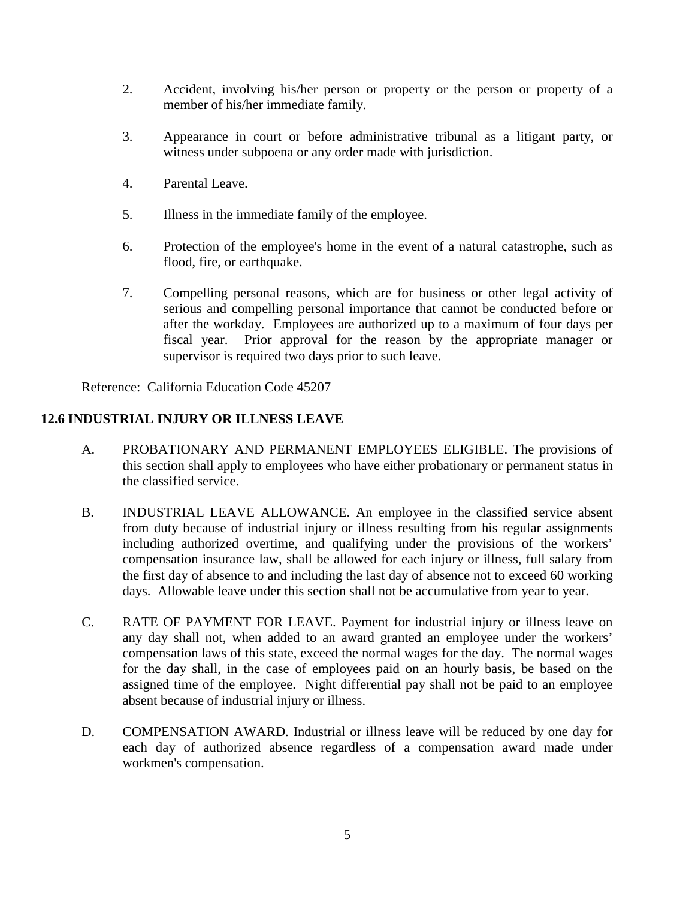2. Accident, involving his/her person or property or the person or property of a member of his/her immediate family.

3. Appearance in court or before administrative tribunal as a litigant party, or witness under subpoena or any order made with jurisdiction.

4. Parental Leave.

5. Illness in the immediate family of the employee.

6. Protection of the employee's home in the event of a natural catastrophe, such as flood, fire, or earthquake.

7. Compelling personal reasons, which are for business or other legal activity of serious and compelling personal importance that cannot be conducted before or after the workday. Employees are authorized up to a maximum of four days per fiscal year. Prior approval for the reason by the appropriate manager or supervisor is required two days prior to such leave.

Reference: California Education Code 45207

## 12.6 INDUSTRIAL INJURY OR ILLNESS LEAVE

A. PROBATIONARY AND PERMANENT EMPLOYEES ELIGIBLE. The provisions of this section shall apply to employees who have either probationary or permanent status in the classified service.

B. INDUSTRIAL LEAVE ALLOWANCE. An employee in the classified service absent from duty because of industrial injury or illness resulting from his regular assignments including authorized overtime, and qualifying under the provisions of the workers' compensation insurance law, shall be allowed for each injury or illness, full salary from the first day of absence to and including the last day of absence not to exceed 60 working days. Allowable leave under this section shall not be accumulative from year to year.

C. RATE OF PAYMENT FOR LEAVE. Payment for industrial injury or illness leave on any day shall not, when added to an award granted an employee under the workers' compensation laws of this state, exceed the normal wages for the day. The normal wages for the day shall, in the case of employees paid on an hourly basis, be based on the assigned time of the employee. Night differential pay shall not be paid to an employee absent because of industrial injury or illness.

D. COMPENSATION AWARD. Industrial or illness leave will be reduced by one day for each day of authorized absence regardless of a compensation award made under workmen's compensation.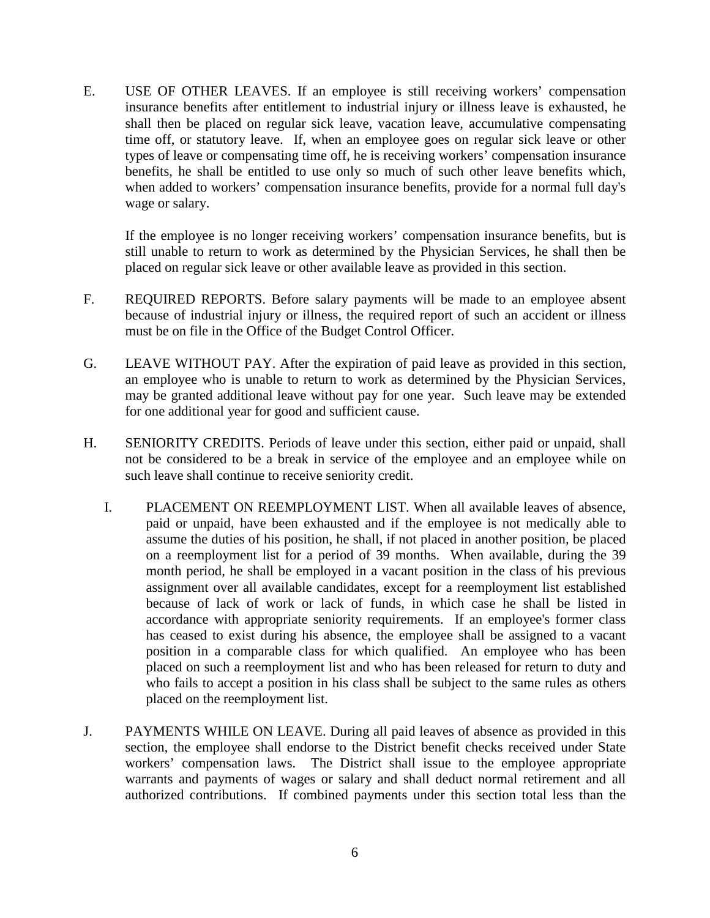E. USE OF OTHER LEAVES. If an employee is still receiving workers' compensation insurance benefits after entitlement to industrial injury or illness leave is exhausted, he shall then be placed on regular sick leave, vacation leave, accumulative compensating time off, or statutory leave. If, when an employee goes on regular sick leave or other types of leave or compensating time off, he is receiving workers' compensation insurance benefits, he shall be entitled to use only so much of such other leave benefits which, when added to workers' compensation insurance benefits, provide for a normal full day's wage or salary.

   If the employee is no longer receiving workers' compensation insurance benefits, but is still unable to return to work as determined by the Physician Services, he shall then be placed on regular sick leave or other available leave as provided in this section.

F. REQUIRED REPORTS. Before salary payments will be made to an employee absent because of industrial injury or illness, the required report of such an accident or illness must be on file in the Office of the Budget Control Officer.

G. LEAVE WITHOUT PAY. After the expiration of paid leave as provided in this section, an employee who is unable to return to work as determined by the Physician Services, may be granted additional leave without pay for one year. Such leave may be extended for one additional year for good and sufficient cause.

H. SENIORITY CREDITS. Periods of leave under this section, either paid or unpaid, shall not be considered to be a break in service of the employee and an employee while on such leave shall continue to receive seniority credit.

I. PLACEMENT ON REEMPLOYMENT LIST. When all available leaves of absence, paid or unpaid, have been exhausted and if the employee is not medically able to assume the duties of his position, he shall, if not placed in another position, be placed on a reemployment list for a period of 39 months. When available, during the 39 month period, he shall be employed in a vacant position in the class of his previous assignment over all available candidates, except for a reemployment list established because of lack of work or lack of funds, in which case he shall be listed in accordance with appropriate seniority requirements. If an employee's former class has ceased to exist during his absence, the employee shall be assigned to a vacant position in a comparable class for which qualified. An employee who has been placed on such a reemployment list and who has been released for return to duty and who fails to accept a position in his class shall be subject to the same rules as others placed on the reemployment list.

J. PAYMENTS WHILE ON LEAVE. During all paid leaves of absence as provided in this section, the employee shall endorse to the District benefit checks received under State workers' compensation laws. The District shall issue to the employee appropriate warrants and payments of wages or salary and shall deduct normal retirement and all authorized contributions. If combined payments under this section total less than the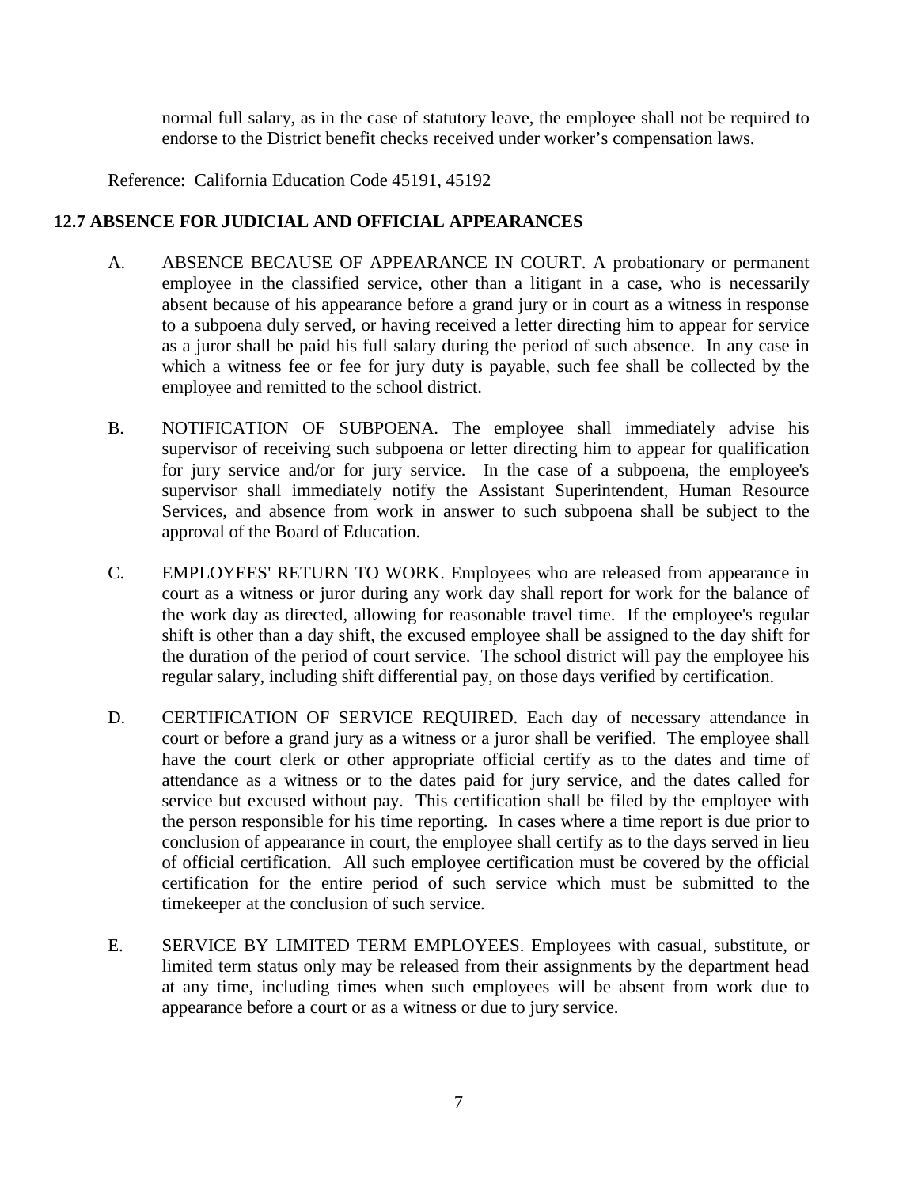normal full salary, as in the case of statutory leave, the employee shall not be required to endorse to the District benefit checks received under worker's compensation laws.

Reference: California Education Code 45191, 45192

## 12.7 ABSENCE FOR JUDICIAL AND OFFICIAL APPEARANCES

A. ABSENCE BECAUSE OF APPEARANCE IN COURT. A probationary or permanent employee in the classified service, other than a litigant in a case, who is necessarily absent because of his appearance before a grand jury or in court as a witness in response to a subpoena duly served, or having received a letter directing him to appear for service as a juror shall be paid his full salary during the period of such absence. In any case in which a witness fee or fee for jury duty is payable, such fee shall be collected by the employee and remitted to the school district.

B. NOTIFICATION OF SUBPOENA. The employee shall immediately advise his supervisor of receiving such subpoena or letter directing him to appear for qualification for jury service and/or for jury service. In the case of a subpoena, the employee's supervisor shall immediately notify the Assistant Superintendent, Human Resource Services, and absence from work in answer to such subpoena shall be subject to the approval of the Board of Education.

C. EMPLOYEES' RETURN TO WORK. Employees who are released from appearance in court as a witness or juror during any work day shall report for work for the balance of the work day as directed, allowing for reasonable travel time. If the employee's regular shift is other than a day shift, the excused employee shall be assigned to the day shift for the duration of the period of court service. The school district will pay the employee his regular salary, including shift differential pay, on those days verified by certification.

D. CERTIFICATION OF SERVICE REQUIRED. Each day of necessary attendance in court or before a grand jury as a witness or a juror shall be verified. The employee shall have the court clerk or other appropriate official certify as to the dates and time of attendance as a witness or to the dates paid for jury service, and the dates called for service but excused without pay. This certification shall be filed by the employee with the person responsible for his time reporting. In cases where a time report is due prior to conclusion of appearance in court, the employee shall certify as to the days served in lieu of official certification. All such employee certification must be covered by the official certification for the entire period of such service which must be submitted to the timekeeper at the conclusion of such service.

E. SERVICE BY LIMITED TERM EMPLOYEES. Employees with casual, substitute, or limited term status only may be released from their assignments by the department head at any time, including times when such employees will be absent from work due to appearance before a court or as a witness or due to jury service.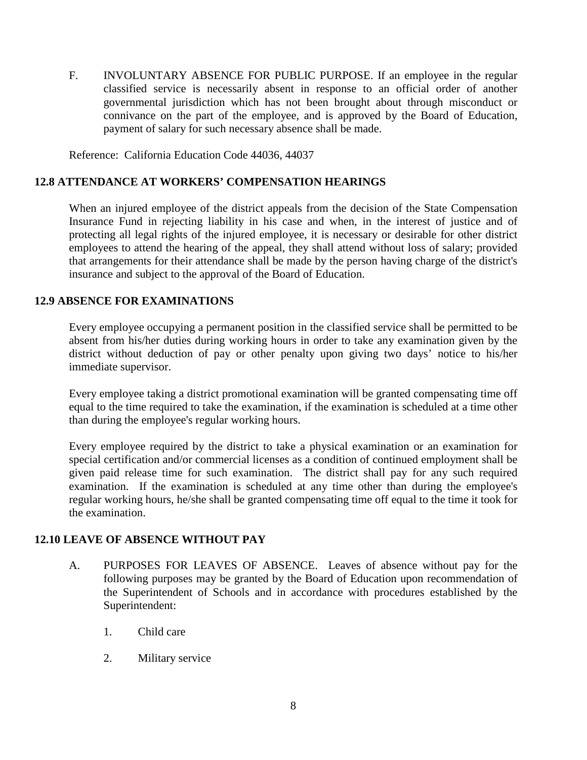F. INVOLUNTARY ABSENCE FOR PUBLIC PURPOSE. If an employee in the regular classified service is necessarily absent in response to an official order of another governmental jurisdiction which has not been brought about through misconduct or connivance on the part of the employee, and is approved by the Board of Education, payment of salary for such necessary absence shall be made.

Reference: California Education Code 44036, 44037

## 12.8 ATTENDANCE AT WORKERS' COMPENSATION HEARINGS

When an injured employee of the district appeals from the decision of the State Compensation Insurance Fund in rejecting liability in his case and when, in the interest of justice and of protecting all legal rights of the injured employee, it is necessary or desirable for other district employees to attend the hearing of the appeal, they shall attend without loss of salary; provided that arrangements for their attendance shall be made by the person having charge of the district's insurance and subject to the approval of the Board of Education.

## 12.9 ABSENCE FOR EXAMINATIONS

Every employee occupying a permanent position in the classified service shall be permitted to be absent from his/her duties during working hours in order to take any examination given by the district without deduction of pay or other penalty upon giving two days' notice to his/her immediate supervisor.

Every employee taking a district promotional examination will be granted compensating time off equal to the time required to take the examination, if the examination is scheduled at a time other than during the employee's regular working hours.

Every employee required by the district to take a physical examination or an examination for special certification and/or commercial licenses as a condition of continued employment shall be given paid release time for such examination. The district shall pay for any such required examination. If the examination is scheduled at any time other than during the employee's regular working hours, he/she shall be granted compensating time off equal to the time it took for the examination.

## 12.10 LEAVE OF ABSENCE WITHOUT PAY

A. PURPOSES FOR LEAVES OF ABSENCE. Leaves of absence without pay for the following purposes may be granted by the Board of Education upon recommendation of the Superintendent of Schools and in accordance with procedures established by the Superintendent:

1. Child care
2. Military service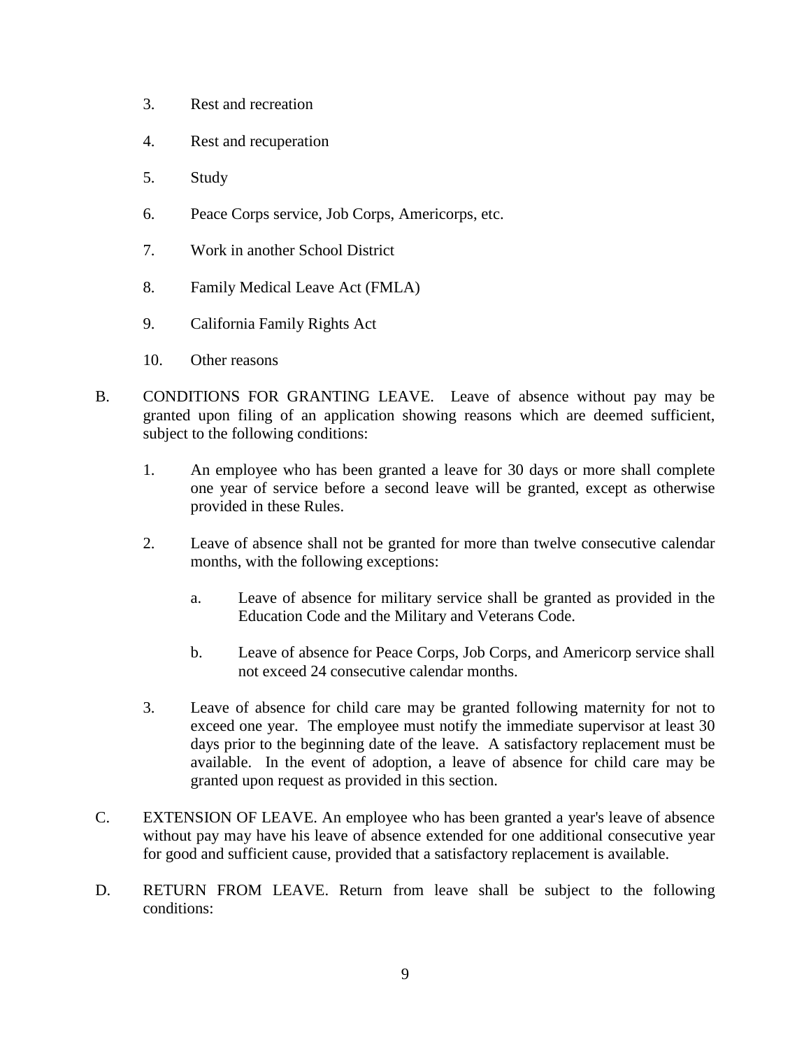3. Rest and recreation

4. Rest and recuperation

5. Study

6. Peace Corps service, Job Corps, Americorps, etc.

7. Work in another School District

8. Family Medical Leave Act (FMLA)

9. California Family Rights Act

10. Other reasons

B. CONDITIONS FOR GRANTING LEAVE. Leave of absence without pay may be granted upon filing of an application showing reasons which are deemed sufficient, subject to the following conditions:

   1. An employee who has been granted a leave for 30 days or more shall complete one year of service before a second leave will be granted, except as otherwise provided in these Rules.

   2. Leave of absence shall not be granted for more than twelve consecutive calendar months, with the following exceptions:

      a. Leave of absence for military service shall be granted as provided in the Education Code and the Military and Veterans Code.

      b. Leave of absence for Peace Corps, Job Corps, and Americorp service shall not exceed 24 consecutive calendar months.

   3. Leave of absence for child care may be granted following maternity for not to exceed one year. The employee must notify the immediate supervisor at least 30 days prior to the beginning date of the leave. A satisfactory replacement must be available. In the event of adoption, a leave of absence for child care may be granted upon request as provided in this section.

C. EXTENSION OF LEAVE. An employee who has been granted a year's leave of absence without pay may have his leave of absence extended for one additional consecutive year for good and sufficient cause, provided that a satisfactory replacement is available.

D. RETURN FROM LEAVE. Return from leave shall be subject to the following conditions: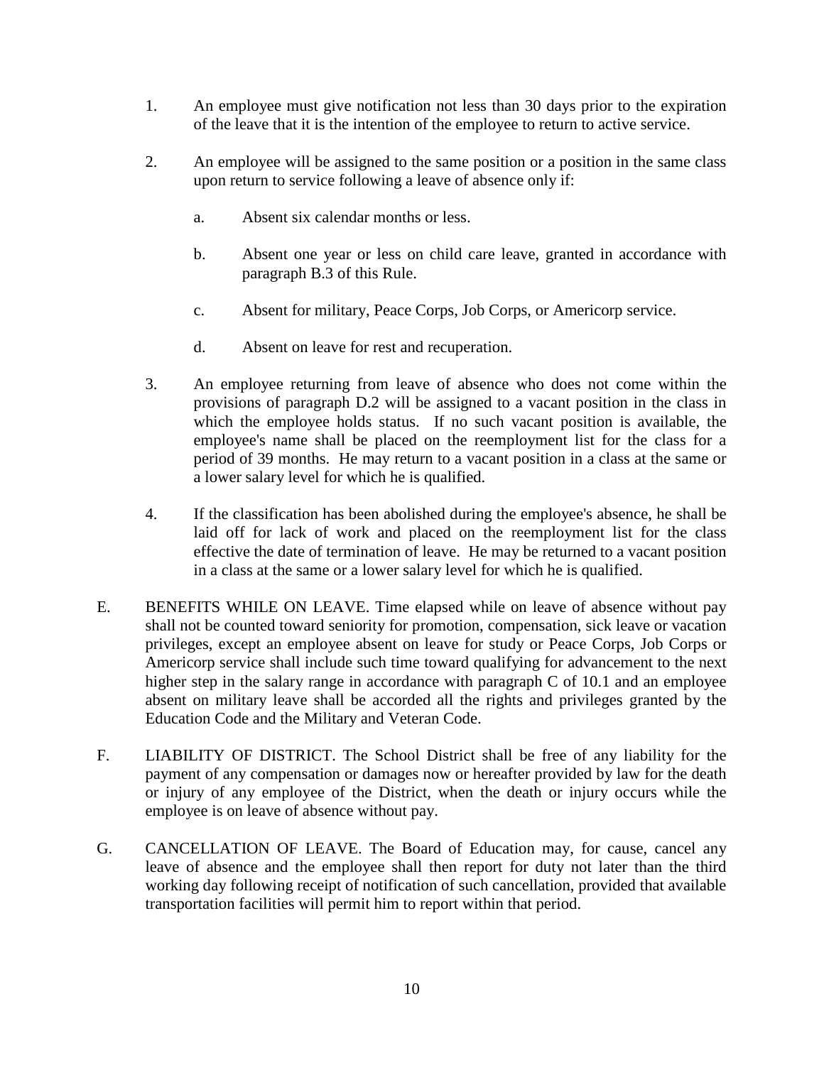1. An employee must give notification not less than 30 days prior to the expiration of the leave that it is the intention of the employee to return to active service.

2. An employee will be assigned to the same position or a position in the same class upon return to service following a leave of absence only if:

   a. Absent six calendar months or less.

   b. Absent one year or less on child care leave, granted in accordance with paragraph B.3 of this Rule.

   c. Absent for military, Peace Corps, Job Corps, or Americorp service.

   d. Absent on leave for rest and recuperation.

3. An employee returning from leave of absence who does not come within the provisions of paragraph D.2 will be assigned to a vacant position in the class in which the employee holds status. If no such vacant position is available, the employee's name shall be placed on the reemployment list for the class for a period of 39 months. He may return to a vacant position in a class at the same or a lower salary level for which he is qualified.

4. If the classification has been abolished during the employee's absence, he shall be laid off for lack of work and placed on the reemployment list for the class effective the date of termination of leave. He may be returned to a vacant position in a class at the same or a lower salary level for which he is qualified.

E. BENEFITS WHILE ON LEAVE. Time elapsed while on leave of absence without pay shall not be counted toward seniority for promotion, compensation, sick leave or vacation privileges, except an employee absent on leave for study or Peace Corps, Job Corps or Americorp service shall include such time toward qualifying for advancement to the next higher step in the salary range in accordance with paragraph C of 10.1 and an employee absent on military leave shall be accorded all the rights and privileges granted by the Education Code and the Military and Veteran Code.

F. LIABILITY OF DISTRICT. The School District shall be free of any liability for the payment of any compensation or damages now or hereafter provided by law for the death or injury of any employee of the District, when the death or injury occurs while the employee is on leave of absence without pay.

G. CANCELLATION OF LEAVE. The Board of Education may, for cause, cancel any leave of absence and the employee shall then report for duty not later than the third working day following receipt of notification of such cancellation, provided that available transportation facilities will permit him to report within that period.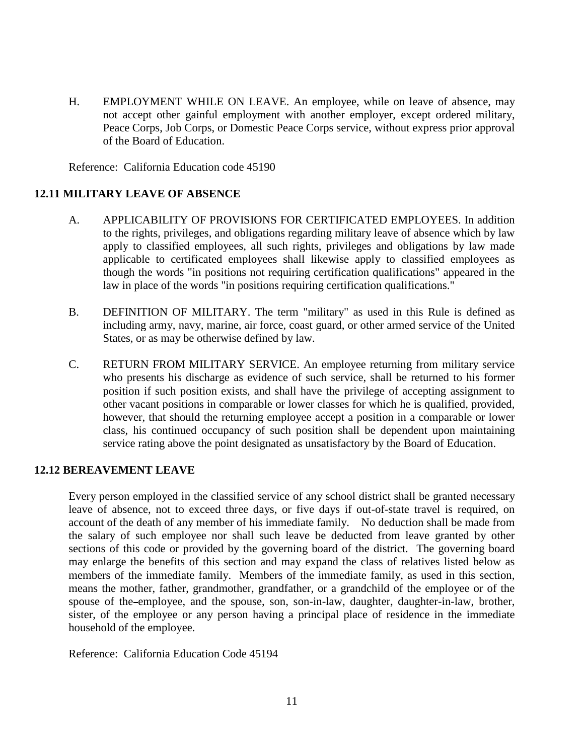H. EMPLOYMENT WHILE ON LEAVE. An employee, while on leave of absence, may not accept other gainful employment with another employer, except ordered military, Peace Corps, Job Corps, or Domestic Peace Corps service, without express prior approval of the Board of Education.

Reference: California Education code 45190

**12.11 MILITARY LEAVE OF ABSENCE**

A. APPLICABILITY OF PROVISIONS FOR CERTIFICATED EMPLOYEES. In addition to the rights, privileges, and obligations regarding military leave of absence which by law apply to classified employees, all such rights, privileges and obligations by law made applicable to certificated employees shall likewise apply to classified employees as though the words "in positions not requiring certification qualifications" appeared in the law in place of the words "in positions requiring certification qualifications."

B. DEFINITION OF MILITARY. The term "military" as used in this Rule is defined as including army, navy, marine, air force, coast guard, or other armed service of the United States, or as may be otherwise defined by law.

C. RETURN FROM MILITARY SERVICE. An employee returning from military service who presents his discharge as evidence of such service, shall be returned to his former position if such position exists, and shall have the privilege of accepting assignment to other vacant positions in comparable or lower classes for which he is qualified, provided, however, that should the returning employee accept a position in a comparable or lower class, his continued occupancy of such position shall be dependent upon maintaining service rating above the point designated as unsatisfactory by the Board of Education.

**12.12 BEREAVEMENT LEAVE**

Every person employed in the classified service of any school district shall be granted necessary leave of absence, not to exceed three days, or five days if out-of-state travel is required, on account of the death of any member of his immediate family. No deduction shall be made from the salary of such employee nor shall such leave be deducted from leave granted by other sections of this code or provided by the governing board of the district. The governing board may enlarge the benefits of this section and may expand the class of relatives listed below as members of the immediate family. Members of the immediate family, as used in this section, means the mother, father, grandmother, grandfather, or a grandchild of the employee or of the spouse of the employee, and the spouse, son, son-in-law, daughter, daughter-in-law, brother, sister, of the employee or any person having a principal place of residence in the immediate household of the employee.

Reference: California Education Code 45194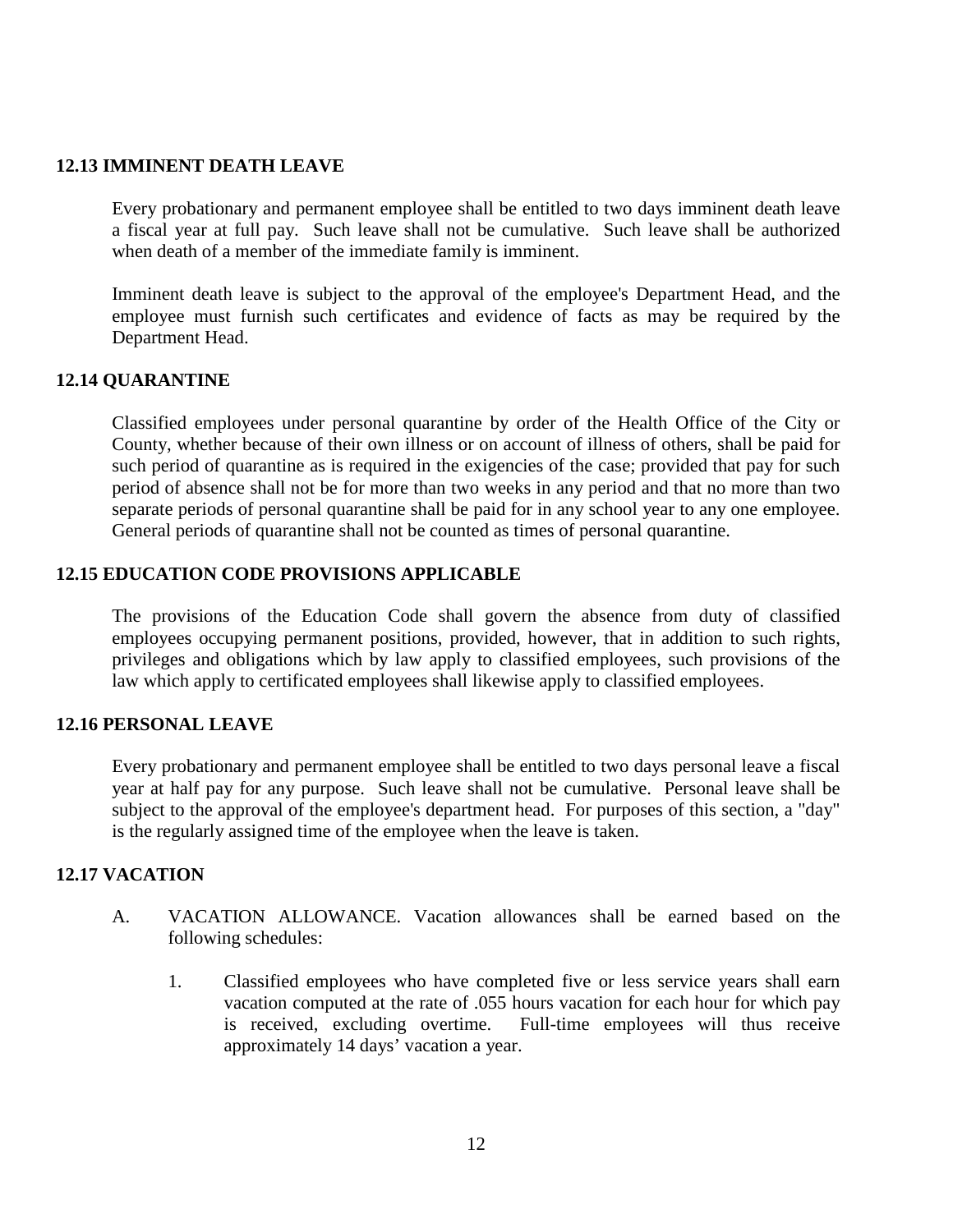### 12.13 IMMINENT DEATH LEAVE

Every probationary and permanent employee shall be entitled to two days imminent death leave a fiscal year at full pay. Such leave shall not be cumulative. Such leave shall be authorized when death of a member of the immediate family is imminent.

Imminent death leave is subject to the approval of the employee's Department Head, and the employee must furnish such certificates and evidence of facts as may be required by the Department Head.

### 12.14 QUARANTINE

Classified employees under personal quarantine by order of the Health Office of the City or County, whether because of their own illness or on account of illness of others, shall be paid for such period of quarantine as is required in the exigencies of the case; provided that pay for such period of absence shall not be for more than two weeks in any period and that no more than two separate periods of personal quarantine shall be paid for in any school year to any one employee. General periods of quarantine shall not be counted as times of personal quarantine.

### 12.15 EDUCATION CODE PROVISIONS APPLICABLE

The provisions of the Education Code shall govern the absence from duty of classified employees occupying permanent positions, provided, however, that in addition to such rights, privileges and obligations which by law apply to classified employees, such provisions of the law which apply to certificated employees shall likewise apply to classified employees.

### 12.16 PERSONAL LEAVE

Every probationary and permanent employee shall be entitled to two days personal leave a fiscal year at half pay for any purpose. Such leave shall not be cumulative. Personal leave shall be subject to the approval of the employee's department head. For purposes of this section, a "day" is the regularly assigned time of the employee when the leave is taken.

### 12.17 VACATION

A. VACATION ALLOWANCE. Vacation allowances shall be earned based on the following schedules:

   1. Classified employees who have completed five or less service years shall earn vacation computed at the rate of .055 hours vacation for each hour for which pay is received, excluding overtime. Full-time employees will thus receive approximately 14 days' vacation a year.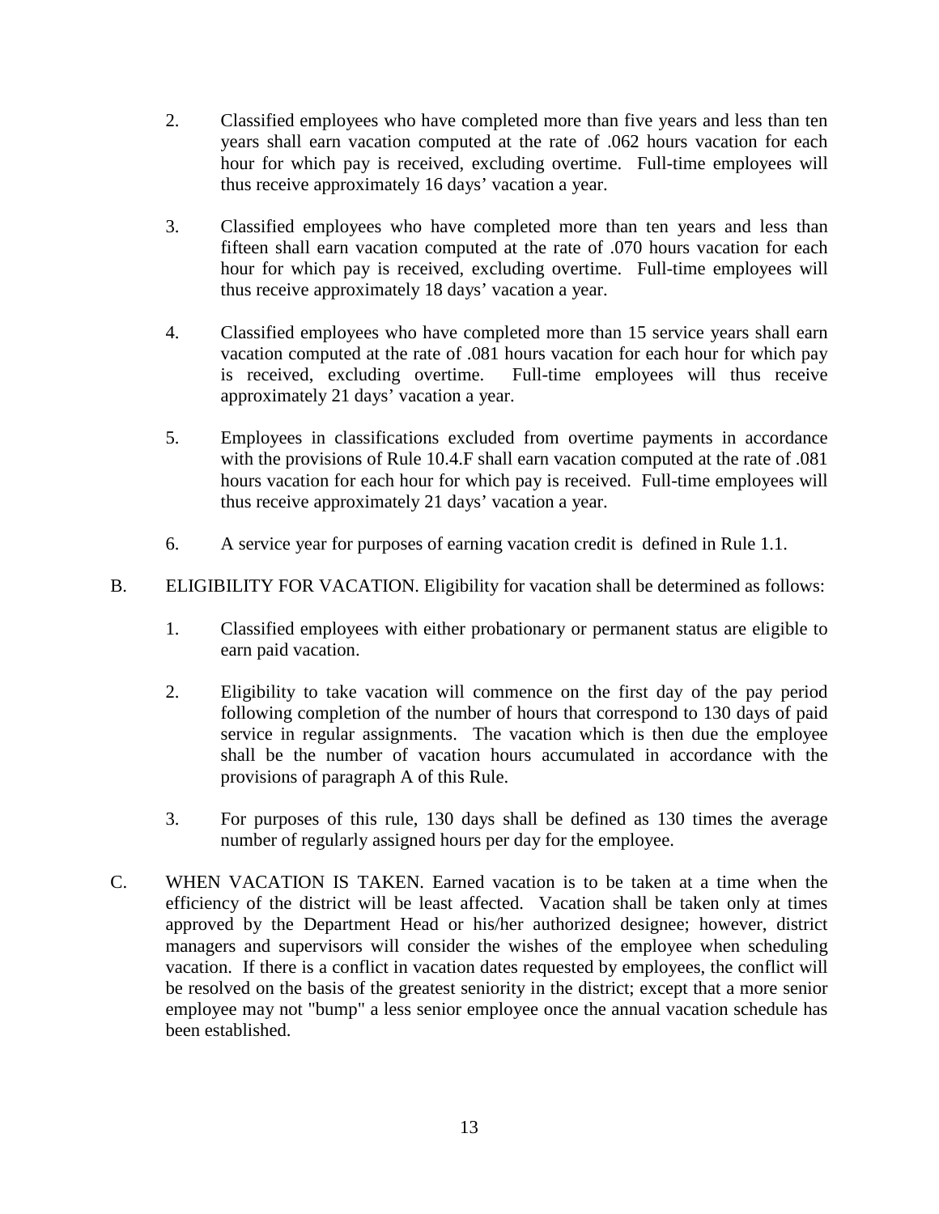2. Classified employees who have completed more than five years and less than ten years shall earn vacation computed at the rate of .062 hours vacation for each hour for which pay is received, excluding overtime. Full-time employees will thus receive approximately 16 days' vacation a year.

3. Classified employees who have completed more than ten years and less than fifteen shall earn vacation computed at the rate of .070 hours vacation for each hour for which pay is received, excluding overtime. Full-time employees will thus receive approximately 18 days' vacation a year.

4. Classified employees who have completed more than 15 service years shall earn vacation computed at the rate of .081 hours vacation for each hour for which pay is received, excluding overtime. Full-time employees will thus receive approximately 21 days' vacation a year.

5. Employees in classifications excluded from overtime payments in accordance with the provisions of Rule 10.4.F shall earn vacation computed at the rate of .081 hours vacation for each hour for which pay is received. Full-time employees will thus receive approximately 21 days' vacation a year.

6. A service year for purposes of earning vacation credit is defined in Rule 1.1.

B. ELIGIBILITY FOR VACATION. Eligibility for vacation shall be determined as follows:

1. Classified employees with either probationary or permanent status are eligible to earn paid vacation.

2. Eligibility to take vacation will commence on the first day of the pay period following completion of the number of hours that correspond to 130 days of paid service in regular assignments. The vacation which is then due the employee shall be the number of vacation hours accumulated in accordance with the provisions of paragraph A of this Rule.

3. For purposes of this rule, 130 days shall be defined as 130 times the average number of regularly assigned hours per day for the employee.

C. WHEN VACATION IS TAKEN. Earned vacation is to be taken at a time when the efficiency of the district will be least affected. Vacation shall be taken only at times approved by the Department Head or his/her authorized designee; however, district managers and supervisors will consider the wishes of the employee when scheduling vacation. If there is a conflict in vacation dates requested by employees, the conflict will be resolved on the basis of the greatest seniority in the district; except that a more senior employee may not "bump" a less senior employee once the annual vacation schedule has been established.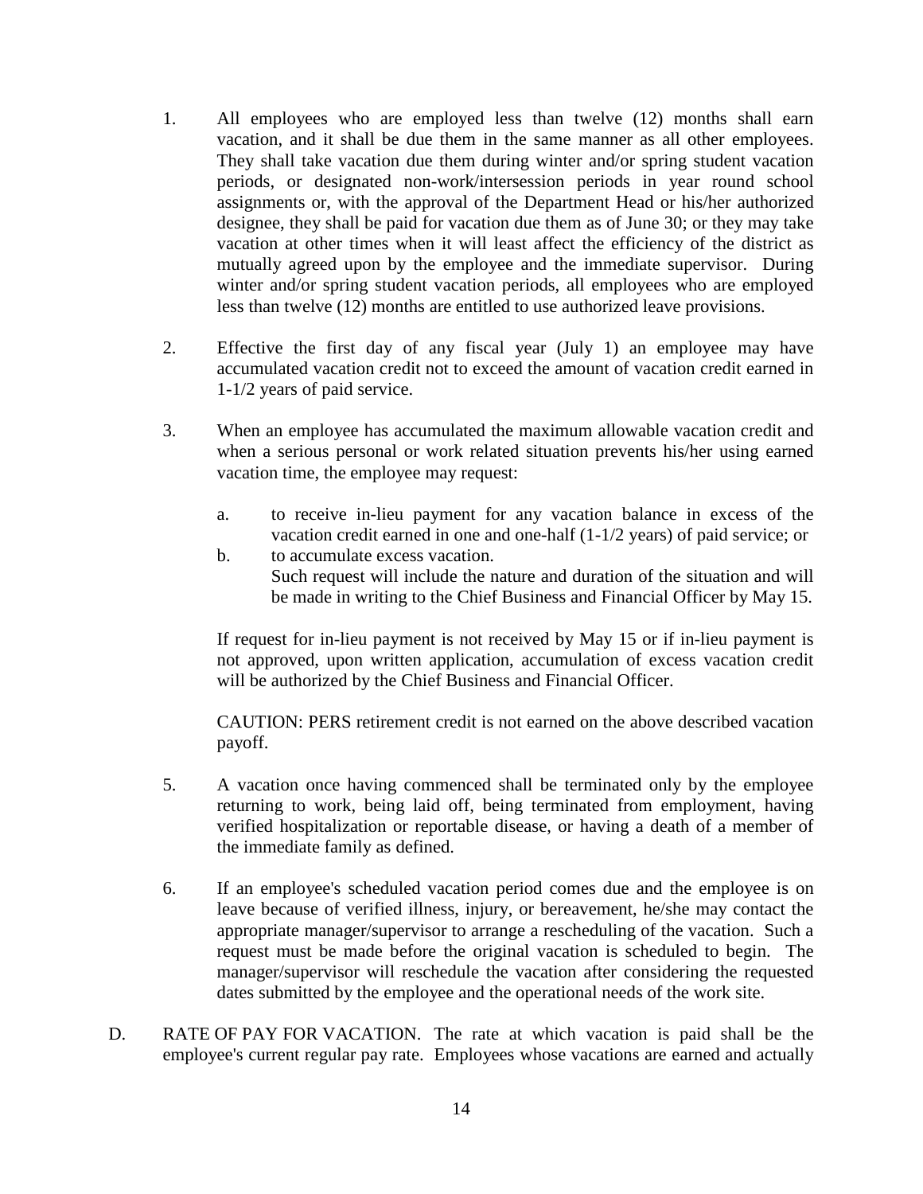1. All employees who are employed less than twelve (12) months shall earn vacation, and it shall be due them in the same manner as all other employees. They shall take vacation due them during winter and/or spring student vacation periods, or designated non-work/intersession periods in year round school assignments or, with the approval of the Department Head or his/her authorized designee, they shall be paid for vacation due them as of June 30; or they may take vacation at other times when it will least affect the efficiency of the district as mutually agreed upon by the employee and the immediate supervisor. During winter and/or spring student vacation periods, all employees who are employed less than twelve (12) months are entitled to use authorized leave provisions.

2. Effective the first day of any fiscal year (July 1) an employee may have accumulated vacation credit not to exceed the amount of vacation credit earned in 1-1/2 years of paid service.

3. When an employee has accumulated the maximum allowable vacation credit and when a serious personal or work related situation prevents his/her using earned vacation time, the employee may request:

   a. to receive in-lieu payment for any vacation balance in excess of the vacation credit earned in one and one-half (1-1/2 years) of paid service; or

   b. to accumulate excess vacation.
      Such request will include the nature and duration of the situation and will be made in writing to the Chief Business and Financial Officer by May 15.

   If request for in-lieu payment is not received by May 15 or if in-lieu payment is not approved, upon written application, accumulation of excess vacation credit will be authorized by the Chief Business and Financial Officer.

   CAUTION: PERS retirement credit is not earned on the above described vacation payoff.

5. A vacation once having commenced shall be terminated only by the employee returning to work, being laid off, being terminated from employment, having verified hospitalization or reportable disease, or having a death of a member of the immediate family as defined.

6. If an employee's scheduled vacation period comes due and the employee is on leave because of verified illness, injury, or bereavement, he/she may contact the appropriate manager/supervisor to arrange a rescheduling of the vacation. Such a request must be made before the original vacation is scheduled to begin. The manager/supervisor will reschedule the vacation after considering the requested dates submitted by the employee and the operational needs of the work site.

D. RATE OF PAY FOR VACATION. The rate at which vacation is paid shall be the employee's current regular pay rate. Employees whose vacations are earned and actually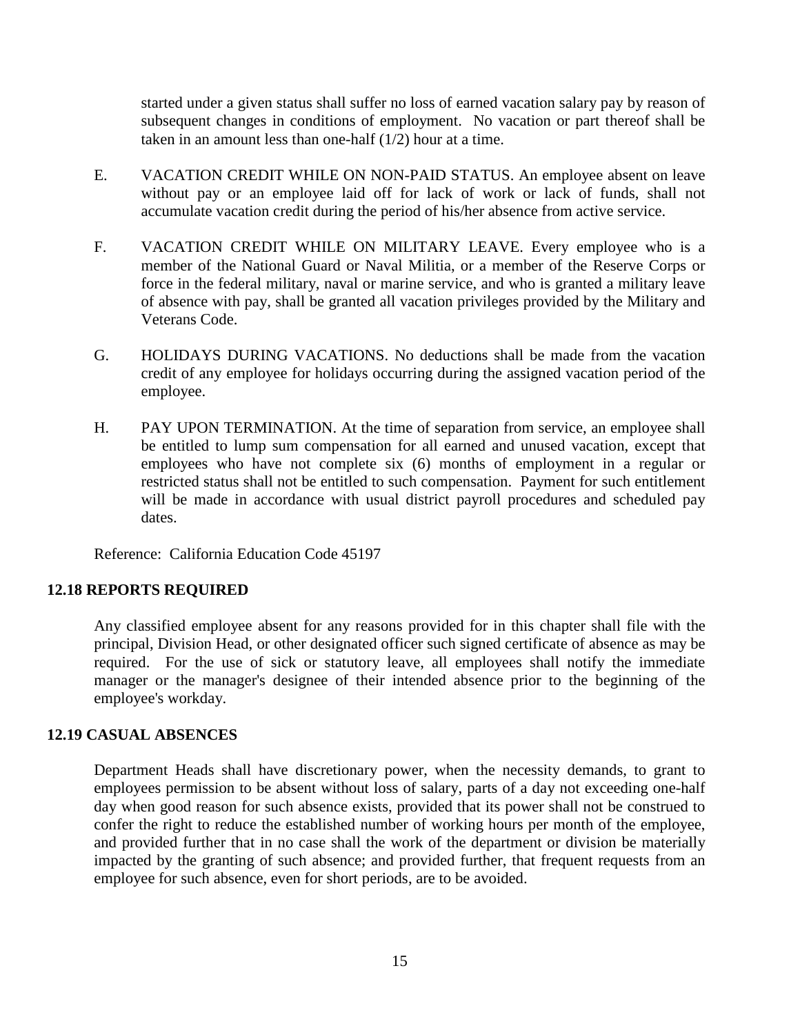started under a given status shall suffer no loss of earned vacation salary pay by reason of subsequent changes in conditions of employment. No vacation or part thereof shall be taken in an amount less than one-half (1/2) hour at a time.

E. VACATION CREDIT WHILE ON NON-PAID STATUS. An employee absent on leave without pay or an employee laid off for lack of work or lack of funds, shall not accumulate vacation credit during the period of his/her absence from active service.

F. VACATION CREDIT WHILE ON MILITARY LEAVE. Every employee who is a member of the National Guard or Naval Militia, or a member of the Reserve Corps or force in the federal military, naval or marine service, and who is granted a military leave of absence with pay, shall be granted all vacation privileges provided by the Military and Veterans Code.

G. HOLIDAYS DURING VACATIONS. No deductions shall be made from the vacation credit of any employee for holidays occurring during the assigned vacation period of the employee.

H. PAY UPON TERMINATION. At the time of separation from service, an employee shall be entitled to lump sum compensation for all earned and unused vacation, except that employees who have not complete six (6) months of employment in a regular or restricted status shall not be entitled to such compensation. Payment for such entitlement will be made in accordance with usual district payroll procedures and scheduled pay dates.

Reference: California Education Code 45197

## 12.18 REPORTS REQUIRED

Any classified employee absent for any reasons provided for in this chapter shall file with the principal, Division Head, or other designated officer such signed certificate of absence as may be required. For the use of sick or statutory leave, all employees shall notify the immediate manager or the manager's designee of their intended absence prior to the beginning of the employee's workday.

## 12.19 CASUAL ABSENCES

Department Heads shall have discretionary power, when the necessity demands, to grant to employees permission to be absent without loss of salary, parts of a day not exceeding one-half day when good reason for such absence exists, provided that its power shall not be construed to confer the right to reduce the established number of working hours per month of the employee, and provided further that in no case shall the work of the department or division be materially impacted by the granting of such absence; and provided further, that frequent requests from an employee for such absence, even for short periods, are to be avoided.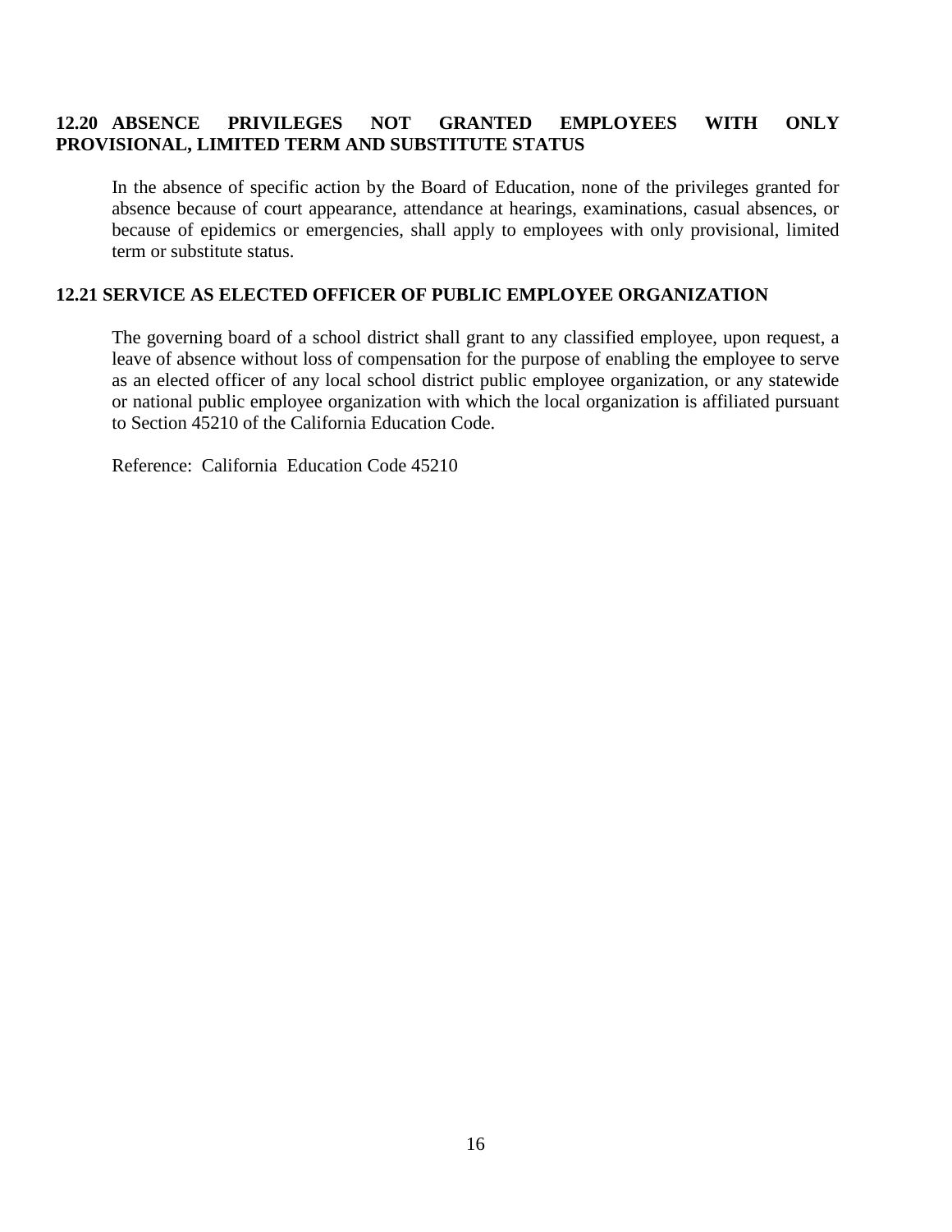### 12.20 ABSENCE PRIVILEGES NOT GRANTED EMPLOYEES WITH ONLY PROVISIONAL, LIMITED TERM AND SUBSTITUTE STATUS

In the absence of specific action by the Board of Education, none of the privileges granted for absence because of court appearance, attendance at hearings, examinations, casual absences, or because of epidemics or emergencies, shall apply to employees with only provisional, limited term or substitute status.

### 12.21 SERVICE AS ELECTED OFFICER OF PUBLIC EMPLOYEE ORGANIZATION

The governing board of a school district shall grant to any classified employee, upon request, a leave of absence without loss of compensation for the purpose of enabling the employee to serve as an elected officer of any local school district public employee organization, or any statewide or national public employee organization with which the local organization is affiliated pursuant to Section 45210 of the California Education Code.

Reference: California Education Code 45210